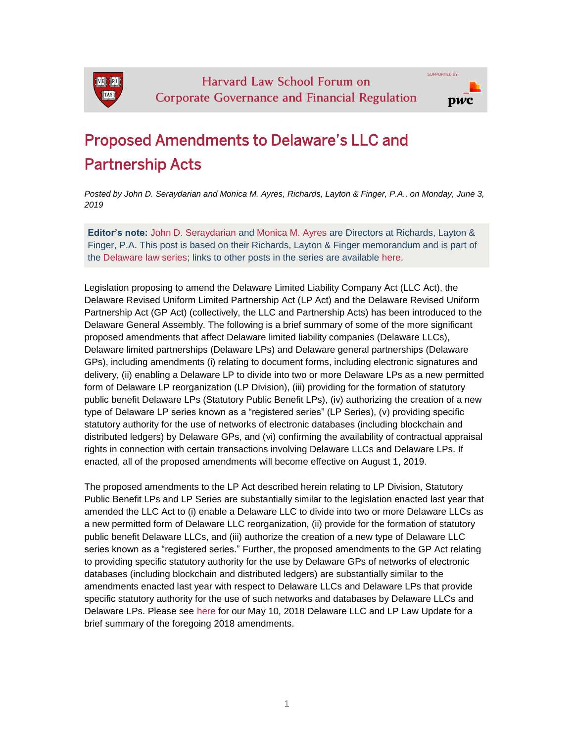# Proposed Amendments to Delaware's LLC and Partnership Acts

*Posted by John D. Seraydarian and Monica M. Ayres, Richards, Layton & Finger, P.A., on Monday, June 3, 2019*

**Editor's note:** John D. Seraydarian and Monica M. Ayres are Directors at Richards, Layton & Finger, P.A. This post is based on their Richards, Layton & Finger memorandum and is part of the Delaware law series; links to other posts in the series are available here.

Legislation proposing to amend the Delaware Limited Liability Company Act (LLC Act), the Delaware Revised Uniform Limited Partnership Act (LP Act) and the Delaware Revised Uniform Partnership Act (GP Act) (collectively, the LLC and Partnership Acts) has been introduced to the Delaware General Assembly. The following is a brief summary of some of the more significant proposed amendments that affect Delaware limited liability companies (Delaware LLCs), Delaware limited partnerships (Delaware LPs) and Delaware general partnerships (Delaware GPs), including amendments (i) relating to document forms, including electronic signatures and delivery, (ii) enabling a Delaware LP to divide into two or more Delaware LPs as a new permitted form of Delaware LP reorganization (LP Division), (iii) providing for the formation of statutory public benefit Delaware LPs (Statutory Public Benefit LPs), (iv) authorizing the creation of a new type of Delaware LP series known as a "registered series" (LP Series), (v) providing specific statutory authority for the use of networks of electronic databases (including blockchain and distributed ledgers) by Delaware GPs, and (vi) confirming the availability of contractual appraisal rights in connection with certain transactions involving Delaware LLCs and Delaware LPs. If enacted, all of the proposed amendments will become effective on August 1, 2019.

The proposed amendments to the LP Act described herein relating to LP Division, Statutory Public Benefit LPs and LP Series are substantially similar to the legislation enacted last year that amended the LLC Act to (i) enable a Delaware LLC to divide into two or more Delaware LLCs as a new permitted form of Delaware LLC reorganization, (ii) provide for the formation of statutory public benefit Delaware LLCs, and (iii) authorize the creation of a new type of Delaware LLC series known as a "registered series." Further, the proposed amendments to the GP Act relating to providing specific statutory authority for the use by Delaware GPs of networks of electronic databases (including blockchain and distributed ledgers) are substantially similar to the amendments enacted last year with respect to Delaware LLCs and Delaware LPs that provide specific statutory authority for the use of such networks and databases by Delaware LLCs and Delaware LPs. Please see here for our May 10, 2018 Delaware LLC and LP Law Update for a brief summary of the foregoing 2018 amendments.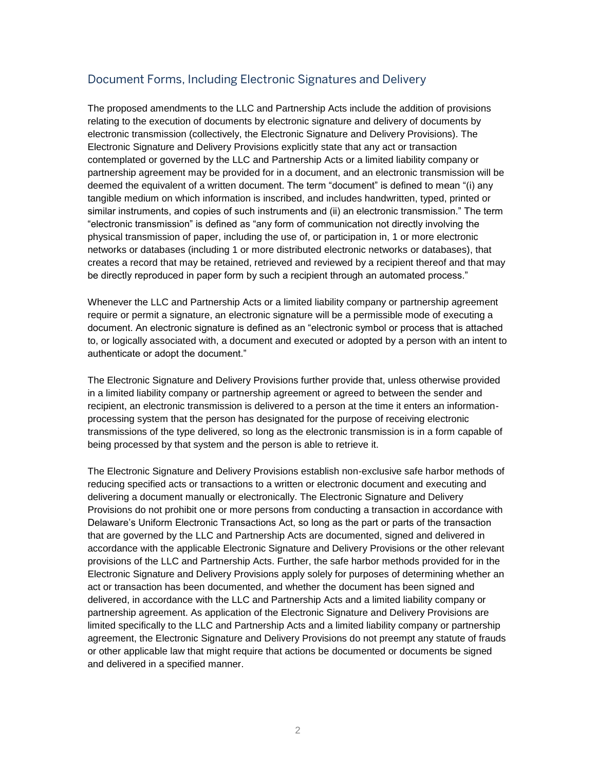## Document Forms, Including Electronic Signatures and Delivery

The proposed amendments to the LLC and Partnership Acts include the addition of provisions relating to the execution of documents by electronic signature and delivery of documents by electronic transmission (collectively, the Electronic Signature and Delivery Provisions). The Electronic Signature and Delivery Provisions explicitly state that any act or transaction contemplated or governed by the LLC and Partnership Acts or a limited liability company or partnership agreement may be provided for in a document, and an electronic transmission will be deemed the equivalent of a written document. The term "document" is defined to mean "(i) any tangible medium on which information is inscribed, and includes handwritten, typed, printed or similar instruments, and copies of such instruments and (ii) an electronic transmission." The term "electronic transmission" is defined as "any form of communication not directly involving the physical transmission of paper, including the use of, or participation in, 1 or more electronic networks or databases (including 1 or more distributed electronic networks or databases), that creates a record that may be retained, retrieved and reviewed by a recipient thereof and that may be directly reproduced in paper form by such a recipient through an automated process."

Whenever the LLC and Partnership Acts or a limited liability company or partnership agreement require or permit a signature, an electronic signature will be a permissible mode of executing a document. An electronic signature is defined as an "electronic symbol or process that is attached to, or logically associated with, a document and executed or adopted by a person with an intent to authenticate or adopt the document."

The Electronic Signature and Delivery Provisions further provide that, unless otherwise provided in a limited liability company or partnership agreement or agreed to between the sender and recipient, an electronic transmission is delivered to a person at the time it enters an information-processing system that the person has designated for the purpose of receiving electronic transmissions of the type delivered, so long as the electronic transmission is in a form capable of being processed by that system and the person is able to retrieve it.

The Electronic Signature and Delivery Provisions establish non-exclusive safe harbor methods of reducing specified acts or transactions to a written or electronic document and executing and delivering a document manually or electronically. The Electronic Signature and Delivery Provisions do not prohibit one or more persons from conducting a transaction in accordance with Delaware's Uniform Electronic Transactions Act, so long as the part or parts of the transaction that are governed by the LLC and Partnership Acts are documented, signed and delivered in accordance with the applicable Electronic Signature and Delivery Provisions or the other relevant provisions of the LLC and Partnership Acts. Further, the safe harbor methods provided for in the Electronic Signature and Delivery Provisions apply solely for purposes of determining whether an act or transaction has been documented, and whether the document has been signed and delivered, in accordance with the LLC and Partnership Acts and a limited liability company or partnership agreement. As application of the Electronic Signature and Delivery Provisions are limited specifically to the LLC and Partnership Acts and a limited liability company or partnership agreement, the Electronic Signature and Delivery Provisions do not preempt any statute of frauds or other applicable law that might require that actions be documented or documents be signed and delivered in a specified manner.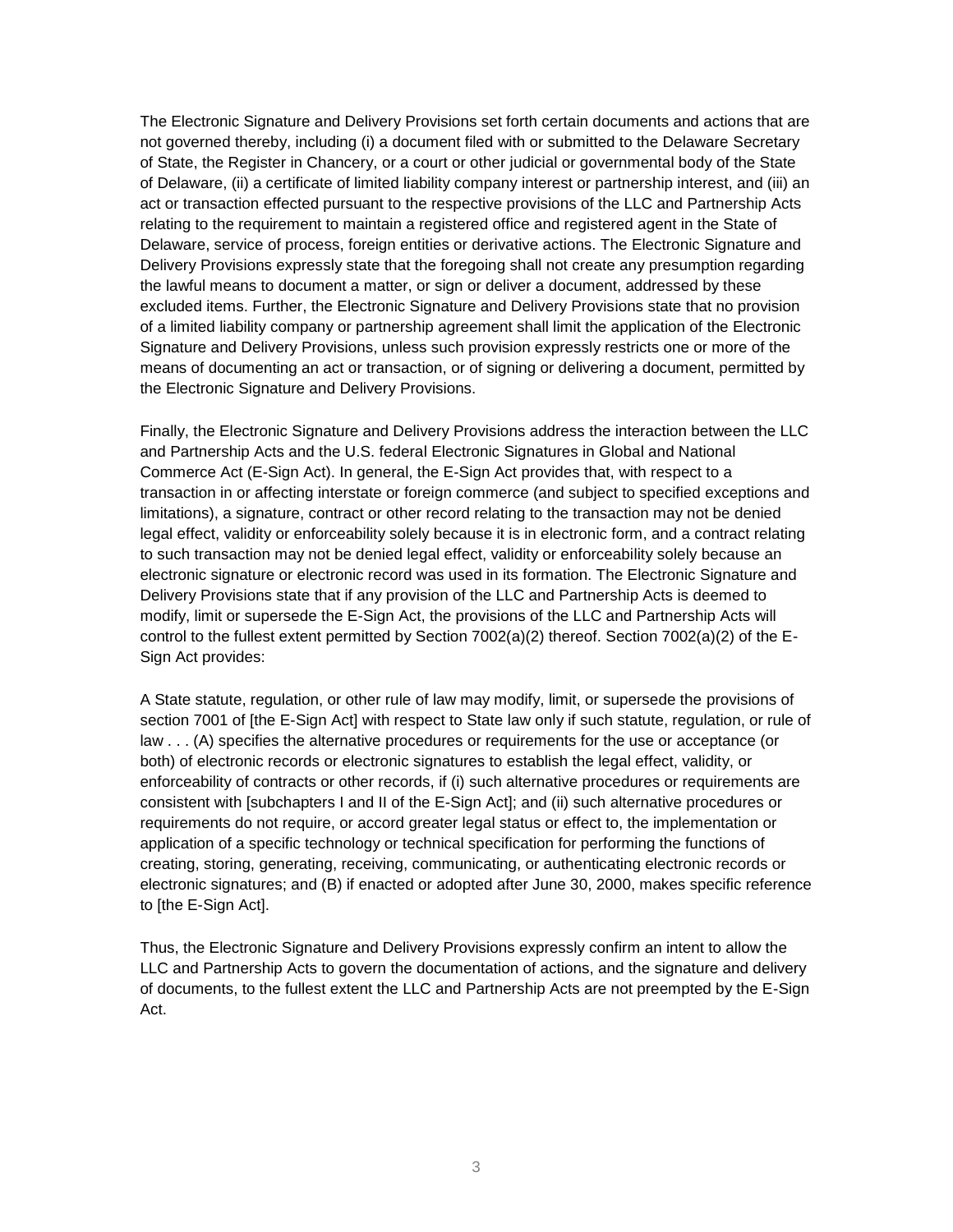The Electronic Signature and Delivery Provisions set forth certain documents and actions that are not governed thereby, including (i) a document filed with or submitted to the Delaware Secretary of State, the Register in Chancery, or a court or other judicial or governmental body of the State of Delaware, (ii) a certificate of limited liability company interest or partnership interest, and (iii) an act or transaction effected pursuant to the respective provisions of the LLC and Partnership Acts relating to the requirement to maintain a registered office and registered agent in the State of Delaware, service of process, foreign entities or derivative actions. The Electronic Signature and Delivery Provisions expressly state that the foregoing shall not create any presumption regarding the lawful means to document a matter, or sign or deliver a document, addressed by these excluded items. Further, the Electronic Signature and Delivery Provisions state that no provision of a limited liability company or partnership agreement shall limit the application of the Electronic Signature and Delivery Provisions, unless such provision expressly restricts one or more of the means of documenting an act or transaction, or of signing or delivering a document, permitted by the Electronic Signature and Delivery Provisions.

Finally, the Electronic Signature and Delivery Provisions address the interaction between the LLC and Partnership Acts and the U.S. federal Electronic Signatures in Global and National Commerce Act (E-Sign Act). In general, the E-Sign Act provides that, with respect to a transaction in or affecting interstate or foreign commerce (and subject to specified exceptions and limitations), a signature, contract or other record relating to the transaction may not be denied legal effect, validity or enforceability solely because it is in electronic form, and a contract relating to such transaction may not be denied legal effect, validity or enforceability solely because an electronic signature or electronic record was used in its formation. The Electronic Signature and Delivery Provisions state that if any provision of the LLC and Partnership Acts is deemed to modify, limit or supersede the E-Sign Act, the provisions of the LLC and Partnership Acts will control to the fullest extent permitted by Section 7002(a)(2) thereof. Section 7002(a)(2) of the E-Sign Act provides:

A State statute, regulation, or other rule of law may modify, limit, or supersede the provisions of section 7001 of [the E-Sign Act] with respect to State law only if such statute, regulation, or rule of law . . . (A) specifies the alternative procedures or requirements for the use or acceptance (or both) of electronic records or electronic signatures to establish the legal effect, validity, or enforceability of contracts or other records, if (i) such alternative procedures or requirements are consistent with [subchapters I and II of the E-Sign Act]; and (ii) such alternative procedures or requirements do not require, or accord greater legal status or effect to, the implementation or application of a specific technology or technical specification for performing the functions of creating, storing, generating, receiving, communicating, or authenticating electronic records or electronic signatures; and (B) if enacted or adopted after June 30, 2000, makes specific reference to [the E-Sign Act].

Thus, the Electronic Signature and Delivery Provisions expressly confirm an intent to allow the LLC and Partnership Acts to govern the documentation of actions, and the signature and delivery of documents, to the fullest extent the LLC and Partnership Acts are not preempted by the E-Sign Act.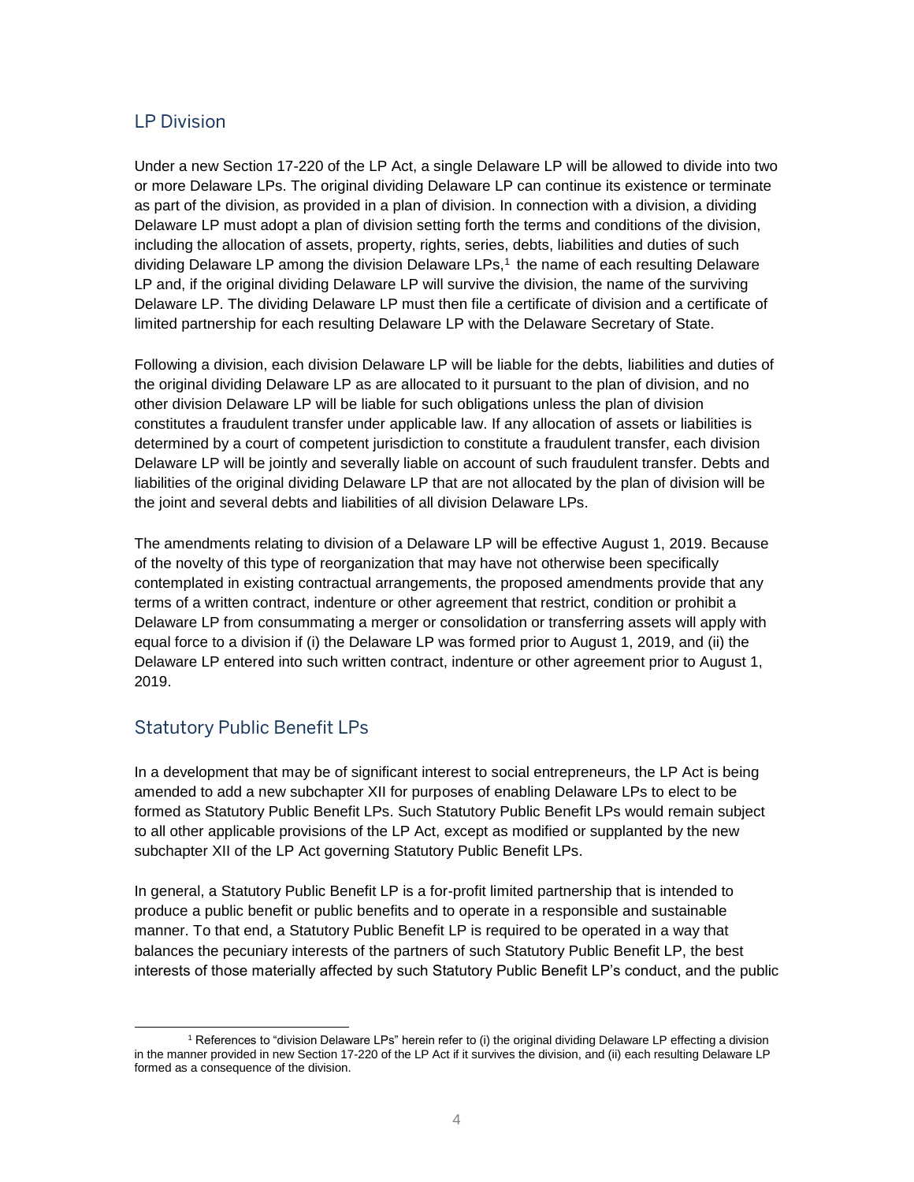## LP Division

Under a new Section 17-220 of the LP Act, a single Delaware LP will be allowed to divide into two or more Delaware LPs. The original dividing Delaware LP can continue its existence or terminate as part of the division, as provided in a plan of division. In connection with a division, a dividing Delaware LP must adopt a plan of division setting forth the terms and conditions of the division, including the allocation of assets, property, rights, series, debts, liabilities and duties of such dividing Delaware LP among the division Delaware LPs,[1] the name of each resulting Delaware LP and, if the original dividing Delaware LP will survive the division, the name of the surviving Delaware LP. The dividing Delaware LP must then file a certificate of division and a certificate of limited partnership for each resulting Delaware LP with the Delaware Secretary of State.

Following a division, each division Delaware LP will be liable for the debts, liabilities and duties of the original dividing Delaware LP as are allocated to it pursuant to the plan of division, and no other division Delaware LP will be liable for such obligations unless the plan of division constitutes a fraudulent transfer under applicable law. If any allocation of assets or liabilities is determined by a court of competent jurisdiction to constitute a fraudulent transfer, each division Delaware LP will be jointly and severally liable on account of such fraudulent transfer. Debts and liabilities of the original dividing Delaware LP that are not allocated by the plan of division will be the joint and several debts and liabilities of all division Delaware LPs.

The amendments relating to division of a Delaware LP will be effective August 1, 2019. Because of the novelty of this type of reorganization that may have not otherwise been specifically contemplated in existing contractual arrangements, the proposed amendments provide that any terms of a written contract, indenture or other agreement that restrict, condition or prohibit a Delaware LP from consummating a merger or consolidation or transferring assets will apply with equal force to a division if (i) the Delaware LP was formed prior to August 1, 2019, and (ii) the Delaware LP entered into such written contract, indenture or other agreement prior to August 1, 2019.

## Statutory Public Benefit LPs

In a development that may be of significant interest to social entrepreneurs, the LP Act is being amended to add a new subchapter XII for purposes of enabling Delaware LPs to elect to be formed as Statutory Public Benefit LPs. Such Statutory Public Benefit LPs would remain subject to all other applicable provisions of the LP Act, except as modified or supplanted by the new subchapter XII of the LP Act governing Statutory Public Benefit LPs.

In general, a Statutory Public Benefit LP is a for-profit limited partnership that is intended to produce a public benefit or public benefits and to operate in a responsible and sustainable manner. To that end, a Statutory Public Benefit LP is required to be operated in a way that balances the pecuniary interests of the partners of such Statutory Public Benefit LP, the best interests of those materially affected by such Statutory Public Benefit LP's conduct, and the public

[1] References to "division Delaware LPs" herein refer to (i) the original dividing Delaware LP effecting a division in the manner provided in new Section 17-220 of the LP Act if it survives the division, and (ii) each resulting Delaware LP formed as a consequence of the division.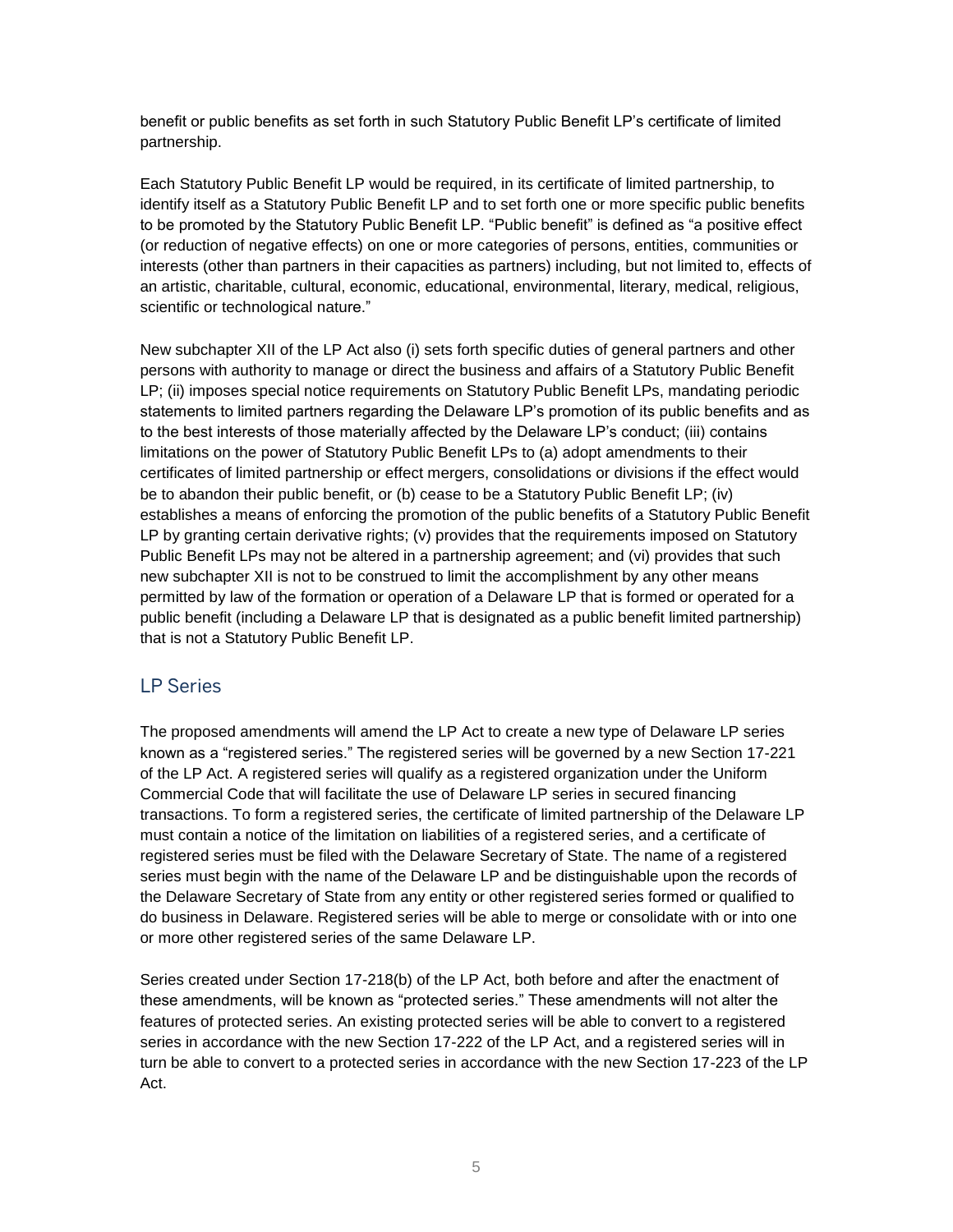benefit or public benefits as set forth in such Statutory Public Benefit LP's certificate of limited partnership.

Each Statutory Public Benefit LP would be required, in its certificate of limited partnership, to identify itself as a Statutory Public Benefit LP and to set forth one or more specific public benefits to be promoted by the Statutory Public Benefit LP. "Public benefit" is defined as "a positive effect (or reduction of negative effects) on one or more categories of persons, entities, communities or interests (other than partners in their capacities as partners) including, but not limited to, effects of an artistic, charitable, cultural, economic, educational, environmental, literary, medical, religious, scientific or technological nature."

New subchapter XII of the LP Act also (i) sets forth specific duties of general partners and other persons with authority to manage or direct the business and affairs of a Statutory Public Benefit LP; (ii) imposes special notice requirements on Statutory Public Benefit LPs, mandating periodic statements to limited partners regarding the Delaware LP's promotion of its public benefits and as to the best interests of those materially affected by the Delaware LP's conduct; (iii) contains limitations on the power of Statutory Public Benefit LPs to (a) adopt amendments to their certificates of limited partnership or effect mergers, consolidations or divisions if the effect would be to abandon their public benefit, or (b) cease to be a Statutory Public Benefit LP; (iv) establishes a means of enforcing the promotion of the public benefits of a Statutory Public Benefit LP by granting certain derivative rights; (v) provides that the requirements imposed on Statutory Public Benefit LPs may not be altered in a partnership agreement; and (vi) provides that such new subchapter XII is not to be construed to limit the accomplishment by any other means permitted by law of the formation or operation of a Delaware LP that is formed or operated for a public benefit (including a Delaware LP that is designated as a public benefit limited partnership) that is not a Statutory Public Benefit LP.

## LP Series

The proposed amendments will amend the LP Act to create a new type of Delaware LP series known as a "registered series." The registered series will be governed by a new Section 17-221 of the LP Act. A registered series will qualify as a registered organization under the Uniform Commercial Code that will facilitate the use of Delaware LP series in secured financing transactions. To form a registered series, the certificate of limited partnership of the Delaware LP must contain a notice of the limitation on liabilities of a registered series, and a certificate of registered series must be filed with the Delaware Secretary of State. The name of a registered series must begin with the name of the Delaware LP and be distinguishable upon the records of the Delaware Secretary of State from any entity or other registered series formed or qualified to do business in Delaware. Registered series will be able to merge or consolidate with or into one or more other registered series of the same Delaware LP.

Series created under Section 17-218(b) of the LP Act, both before and after the enactment of these amendments, will be known as "protected series." These amendments will not alter the features of protected series. An existing protected series will be able to convert to a registered series in accordance with the new Section 17-222 of the LP Act, and a registered series will in turn be able to convert to a protected series in accordance with the new Section 17-223 of the LP Act.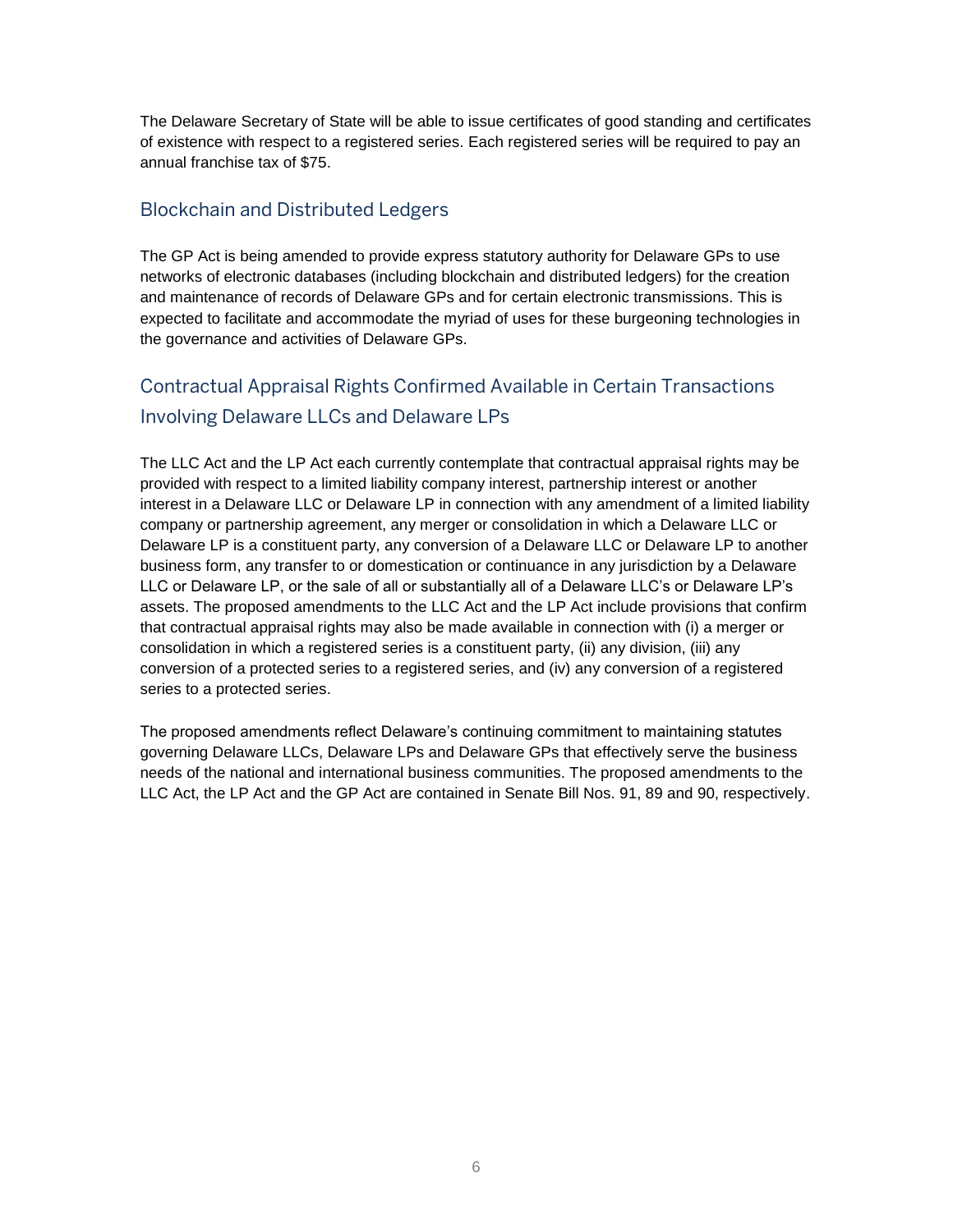The Delaware Secretary of State will be able to issue certificates of good standing and certificates of existence with respect to a registered series. Each registered series will be required to pay an annual franchise tax of $75.

## Blockchain and Distributed Ledgers

The GP Act is being amended to provide express statutory authority for Delaware GPs to use networks of electronic databases (including blockchain and distributed ledgers) for the creation and maintenance of records of Delaware GPs and for certain electronic transmissions. This is expected to facilitate and accommodate the myriad of uses for these burgeoning technologies in the governance and activities of Delaware GPs.

## Contractual Appraisal Rights Confirmed Available in Certain Transactions Involving Delaware LLCs and Delaware LPs

The LLC Act and the LP Act each currently contemplate that contractual appraisal rights may be provided with respect to a limited liability company interest, partnership interest or another interest in a Delaware LLC or Delaware LP in connection with any amendment of a limited liability company or partnership agreement, any merger or consolidation in which a Delaware LLC or Delaware LP is a constituent party, any conversion of a Delaware LLC or Delaware LP to another business form, any transfer to or domestication or continuance in any jurisdiction by a Delaware LLC or Delaware LP, or the sale of all or substantially all of a Delaware LLC's or Delaware LP's assets. The proposed amendments to the LLC Act and the LP Act include provisions that confirm that contractual appraisal rights may also be made available in connection with (i) a merger or consolidation in which a registered series is a constituent party, (ii) any division, (iii) any conversion of a protected series to a registered series, and (iv) any conversion of a registered series to a protected series.

The proposed amendments reflect Delaware's continuing commitment to maintaining statutes governing Delaware LLCs, Delaware LPs and Delaware GPs that effectively serve the business needs of the national and international business communities. The proposed amendments to the LLC Act, the LP Act and the GP Act are contained in Senate Bill Nos. 91, 89 and 90, respectively.